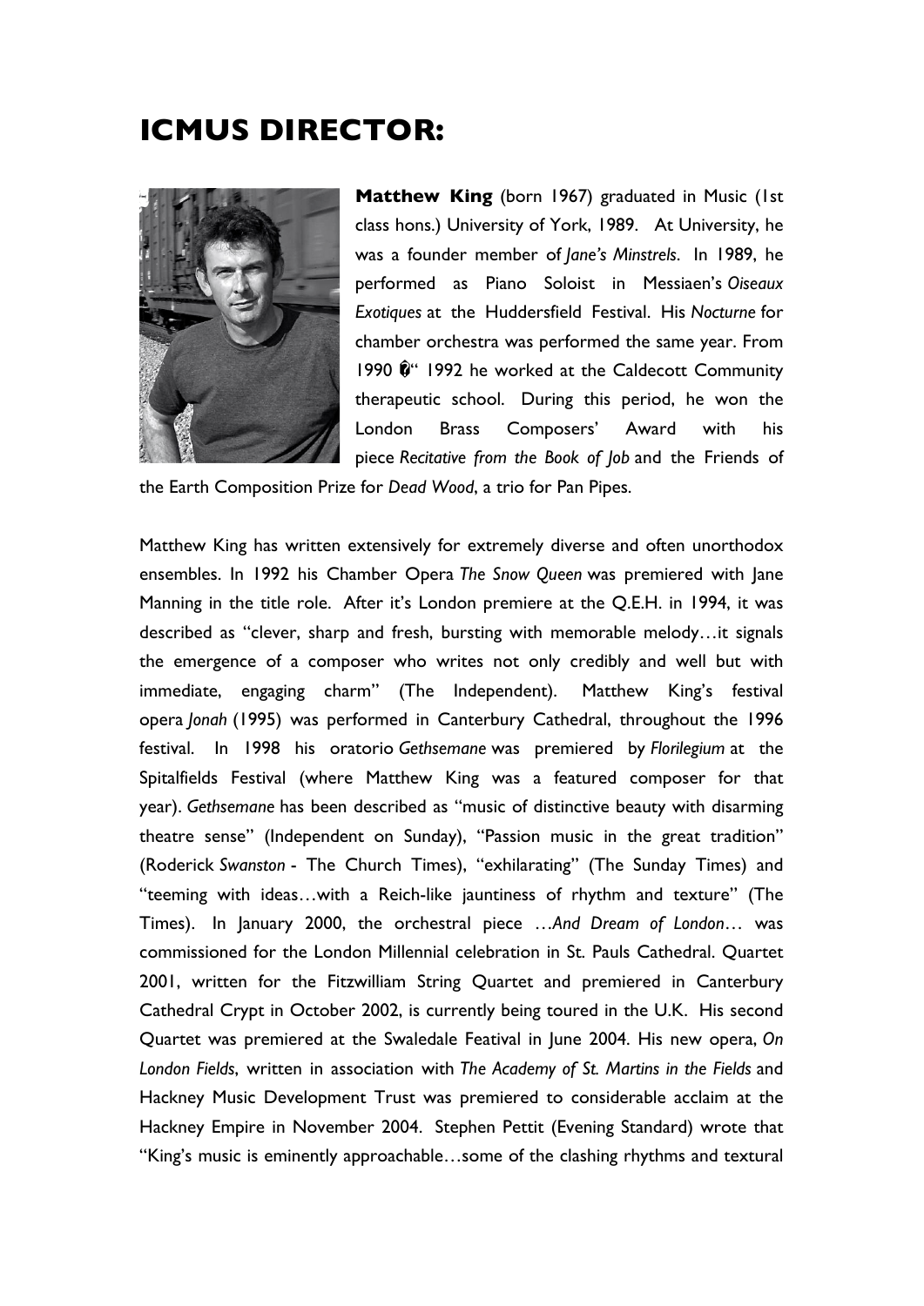# ICMUS DIRECTOR:

**Matthew King** (born 1967) graduated in Music (1st class hons.) University of York, 1989. At University, he was a founder member of *Jane's Minstrels*. In 1989, he performed as Piano Soloist in Messiaen's *Oiseaux Exotiques* at the Huddersfield Festival. His *Nocturne* for chamber orchestra was performed the same year. From 1990 �" 1992 he worked at the Caldecott Community therapeutic school. During this period, he won the London Brass Composers' Award with his piece *Recitative from the Book of Job* and the Friends of the Earth Composition Prize for *Dead Wood*, a trio for Pan Pipes.

Matthew King has written extensively for extremely diverse and often unorthodox ensembles. In 1992 his Chamber Opera *The Snow Queen* was premiered with Jane Manning in the title role. After it's London premiere at the Q.E.H. in 1994, it was described as "clever, sharp and fresh, bursting with memorable melody…it signals the emergence of a composer who writes not only credibly and well but with immediate, engaging charm" (The Independent). Matthew King's festival opera *Jonah* (1995) was performed in Canterbury Cathedral, throughout the 1996 festival. In 1998 his oratorio *Gethsemane* was premiered by *Florilegium* at the Spitalfields Festival (where Matthew King was a featured composer for that year). *Gethsemane* has been described as "music of distinctive beauty with disarming theatre sense" (Independent on Sunday), "Passion music in the great tradition" (Roderick *Swanston* - The Church Times), "exhilarating" (The Sunday Times) and "teeming with ideas…with a Reich-like jauntiness of rhythm and texture" (The Times). In January 2000, the orchestral piece *…And Dream of London…* was commissioned for the London Millennial celebration in St. Pauls Cathedral. Quartet 2001, written for the Fitzwilliam String Quartet and premiered in Canterbury Cathedral Crypt in October 2002, is currently being toured in the U.K. His second Quartet was premiered at the Swaledale Featival in June 2004. His new opera, *On London Fields*, written in association with *The Academy of St. Martins in the Fields* and Hackney Music Development Trust was premiered to considerable acclaim at the Hackney Empire in November 2004. Stephen Pettit (Evening Standard) wrote that "King's music is eminently approachable…some of the clashing rhythms and textural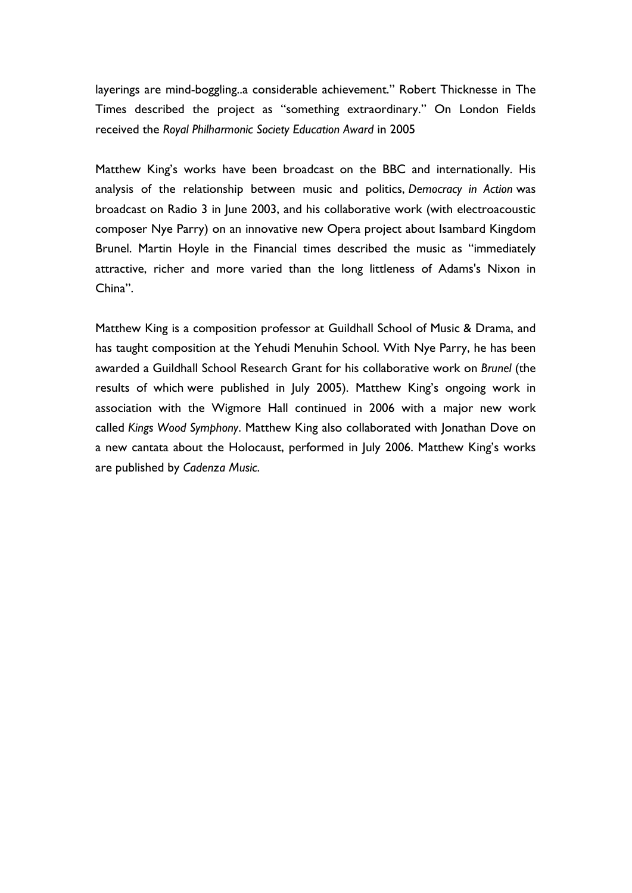layerings are mind-boggling..a considerable achievement." Robert Thicknesse in The Times described the project as "something extraordinary." On London Fields received the *Royal Philharmonic Society Education Award* in 2005

Matthew King's works have been broadcast on the BBC and internationally. His analysis of the relationship between music and politics, *Democracy in Action* was broadcast on Radio 3 in June 2003, and his collaborative work (with electroacoustic composer Nye Parry) on an innovative new Opera project about Isambard Kingdom Brunel. Martin Hoyle in the Financial times described the music as "immediately attractive, richer and more varied than the long littleness of Adams's Nixon in China".

Matthew King is a composition professor at Guildhall School of Music & Drama, and has taught composition at the Yehudi Menuhin School. With Nye Parry, he has been awarded a Guildhall School Research Grant for his collaborative work on *Brunel* (the results of which were published in July 2005). Matthew King's ongoing work in association with the Wigmore Hall continued in 2006 with a major new work called *Kings Wood Symphony*. Matthew King also collaborated with Jonathan Dove on a new cantata about the Holocaust, performed in July 2006. Matthew King's works are published by *Cadenza Music*.